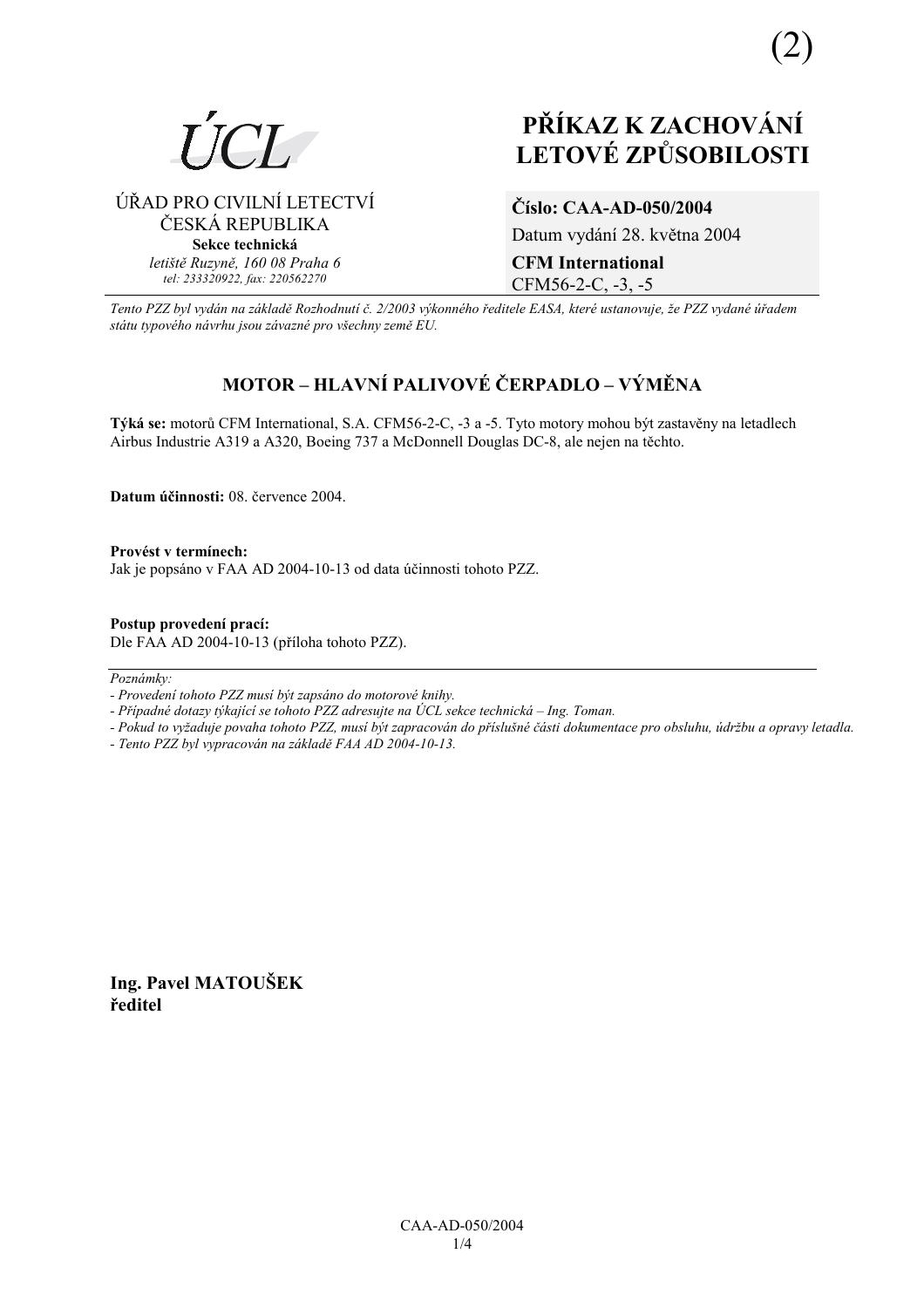(2)

ÚCL

ÚŘAD PRO CIVILNÍ LETECTVÍ
ČESKÁ REPUBLIKA
**Sekce technická**
*letiště Ruzyně, 160 08 Praha 6*
*tel: 233320922, fax: 220562270*

# PŘÍKAZ K ZACHOVÁNÍ LETOVÉ ZPŮSOBILOSTI

**Číslo: CAA-AD-050/2004**
Datum vydání 28. května 2004
**CFM International**
CFM56-2-C, -3, -5

*Tento PZZ byl vydán na základě Rozhodnutí č. 2/2003 výkonného ředitele EASA, které ustanovuje, že PZZ vydané úřadem státu typového návrhu jsou závazné pro všechny země EU.*

## MOTOR – HLAVNÍ PALIVOVÉ ČERPADLO – VÝMĚNA

**Týká se:** motorů CFM International, S.A. CFM56-2-C, -3 a -5. Tyto motory mohou být zastavěny na letadlech Airbus Industrie A319 a A320, Boeing 737 a McDonnell Douglas DC-8, ale nejen na těchto.

**Datum účinnosti:** 08. července 2004.

**Provést v termínech:**
Jak je popsáno v FAA AD 2004-10-13 od data účinnosti tohoto PZZ.

**Postup provedení prací:**
Dle FAA AD 2004-10-13 (příloha tohoto PZZ).

---

*Poznámky:*
*- Provedení tohoto PZZ musí být zapsáno do motorové knihy.*
*- Případné dotazy týkající se tohoto PZZ adresujte na ÚCL sekce technická – Ing. Toman.*
*- Pokud to vyžaduje povaha tohoto PZZ, musí být zapracován do příslušné části dokumentace pro obsluhu, údržbu a opravy letadla.*
*- Tento PZZ byl vypracován na základě FAA AD 2004-10-13.*

**Ing. Pavel MATOUŠEK**
**ředitel**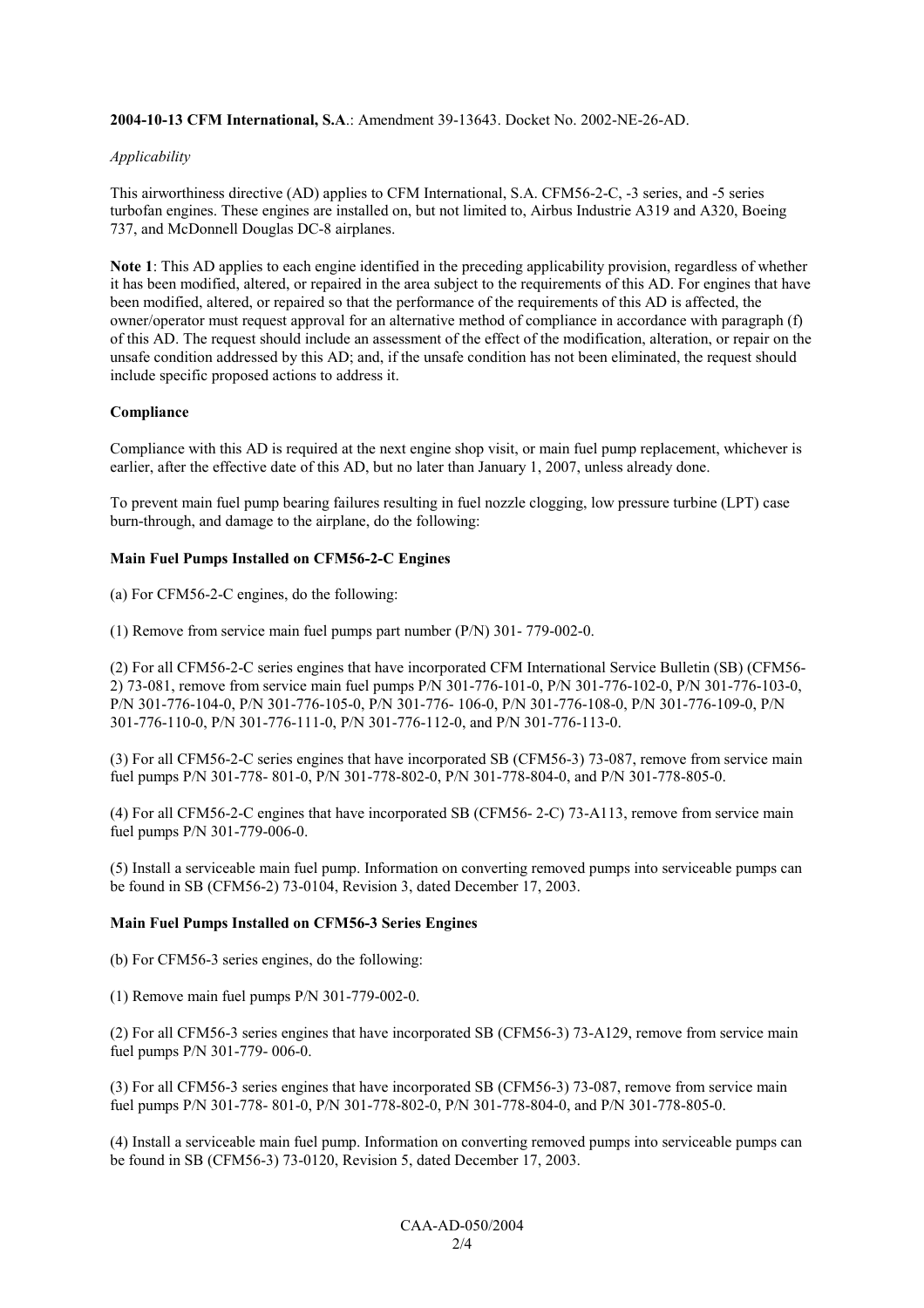**2004-10-13 CFM International, S.A**.: Amendment 39-13643. Docket No. 2002-NE-26-AD.

*Applicability*

This airworthiness directive (AD) applies to CFM International, S.A. CFM56-2-C, -3 series, and -5 series turbofan engines. These engines are installed on, but not limited to, Airbus Industrie A319 and A320, Boeing 737, and McDonnell Douglas DC-8 airplanes.

**Note 1**: This AD applies to each engine identified in the preceding applicability provision, regardless of whether it has been modified, altered, or repaired in the area subject to the requirements of this AD. For engines that have been modified, altered, or repaired so that the performance of the requirements of this AD is affected, the owner/operator must request approval for an alternative method of compliance in accordance with paragraph (f) of this AD. The request should include an assessment of the effect of the modification, alteration, or repair on the unsafe condition addressed by this AD; and, if the unsafe condition has not been eliminated, the request should include specific proposed actions to address it.

**Compliance**

Compliance with this AD is required at the next engine shop visit, or main fuel pump replacement, whichever is earlier, after the effective date of this AD, but no later than January 1, 2007, unless already done.

To prevent main fuel pump bearing failures resulting in fuel nozzle clogging, low pressure turbine (LPT) case burn-through, and damage to the airplane, do the following:

**Main Fuel Pumps Installed on CFM56-2-C Engines**

(a) For CFM56-2-C engines, do the following:

(1) Remove from service main fuel pumps part number (P/N) 301- 779-002-0.

(2) For all CFM56-2-C series engines that have incorporated CFM International Service Bulletin (SB) (CFM56-2) 73-081, remove from service main fuel pumps P/N 301-776-101-0, P/N 301-776-102-0, P/N 301-776-103-0, P/N 301-776-104-0, P/N 301-776-105-0, P/N 301-776- 106-0, P/N 301-776-108-0, P/N 301-776-109-0, P/N 301-776-110-0, P/N 301-776-111-0, P/N 301-776-112-0, and P/N 301-776-113-0.

(3) For all CFM56-2-C series engines that have incorporated SB (CFM56-3) 73-087, remove from service main fuel pumps P/N 301-778- 801-0, P/N 301-778-802-0, P/N 301-778-804-0, and P/N 301-778-805-0.

(4) For all CFM56-2-C engines that have incorporated SB (CFM56- 2-C) 73-A113, remove from service main fuel pumps P/N 301-779-006-0.

(5) Install a serviceable main fuel pump. Information on converting removed pumps into serviceable pumps can be found in SB (CFM56-2) 73-0104, Revision 3, dated December 17, 2003.

**Main Fuel Pumps Installed on CFM56-3 Series Engines**

(b) For CFM56-3 series engines, do the following:

(1) Remove main fuel pumps P/N 301-779-002-0.

(2) For all CFM56-3 series engines that have incorporated SB (CFM56-3) 73-A129, remove from service main fuel pumps P/N 301-779- 006-0.

(3) For all CFM56-3 series engines that have incorporated SB (CFM56-3) 73-087, remove from service main fuel pumps P/N 301-778- 801-0, P/N 301-778-802-0, P/N 301-778-804-0, and P/N 301-778-805-0.

(4) Install a serviceable main fuel pump. Information on converting removed pumps into serviceable pumps can be found in SB (CFM56-3) 73-0120, Revision 5, dated December 17, 2003.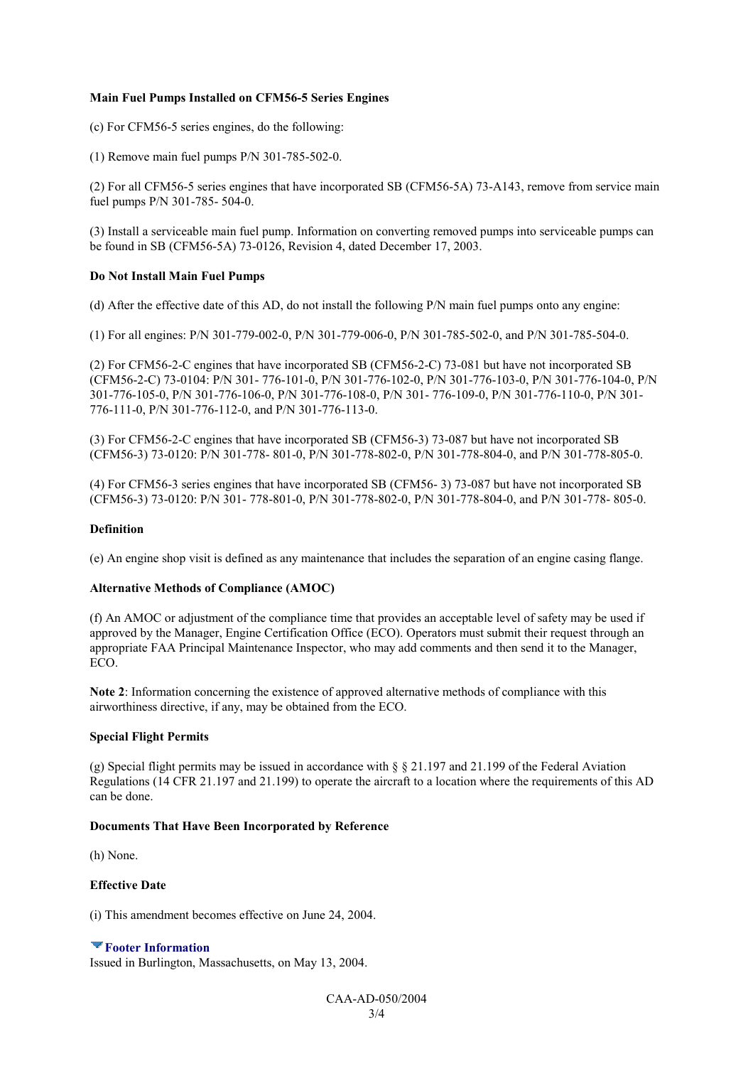**Main Fuel Pumps Installed on CFM56-5 Series Engines**

(c) For CFM56-5 series engines, do the following:

(1) Remove main fuel pumps P/N 301-785-502-0.

(2) For all CFM56-5 series engines that have incorporated SB (CFM56-5A) 73-A143, remove from service main fuel pumps P/N 301-785- 504-0.

(3) Install a serviceable main fuel pump. Information on converting removed pumps into serviceable pumps can be found in SB (CFM56-5A) 73-0126, Revision 4, dated December 17, 2003.

**Do Not Install Main Fuel Pumps**

(d) After the effective date of this AD, do not install the following P/N main fuel pumps onto any engine:

(1) For all engines: P/N 301-779-002-0, P/N 301-779-006-0, P/N 301-785-502-0, and P/N 301-785-504-0.

(2) For CFM56-2-C engines that have incorporated SB (CFM56-2-C) 73-081 but have not incorporated SB (CFM56-2-C) 73-0104: P/N 301- 776-101-0, P/N 301-776-102-0, P/N 301-776-103-0, P/N 301-776-104-0, P/N 301-776-105-0, P/N 301-776-106-0, P/N 301-776-108-0, P/N 301- 776-109-0, P/N 301-776-110-0, P/N 301-776-111-0, P/N 301-776-112-0, and P/N 301-776-113-0.

(3) For CFM56-2-C engines that have incorporated SB (CFM56-3) 73-087 but have not incorporated SB (CFM56-3) 73-0120: P/N 301-778- 801-0, P/N 301-778-802-0, P/N 301-778-804-0, and P/N 301-778-805-0.

(4) For CFM56-3 series engines that have incorporated SB (CFM56- 3) 73-087 but have not incorporated SB (CFM56-3) 73-0120: P/N 301- 778-801-0, P/N 301-778-802-0, P/N 301-778-804-0, and P/N 301-778- 805-0.

**Definition**

(e) An engine shop visit is defined as any maintenance that includes the separation of an engine casing flange.

**Alternative Methods of Compliance (AMOC)**

(f) An AMOC or adjustment of the compliance time that provides an acceptable level of safety may be used if approved by the Manager, Engine Certification Office (ECO). Operators must submit their request through an appropriate FAA Principal Maintenance Inspector, who may add comments and then send it to the Manager, ECO.

**Note 2**: Information concerning the existence of approved alternative methods of compliance with this airworthiness directive, if any, may be obtained from the ECO.

**Special Flight Permits**

(g) Special flight permits may be issued in accordance with § § 21.197 and 21.199 of the Federal Aviation Regulations (14 CFR 21.197 and 21.199) to operate the aircraft to a location where the requirements of this AD can be done.

**Documents That Have Been Incorporated by Reference**

(h) None.

**Effective Date**

(i) This amendment becomes effective on June 24, 2004.

**Footer Information**

Issued in Burlington, Massachusetts, on May 13, 2004.

CAA-AD-050/2004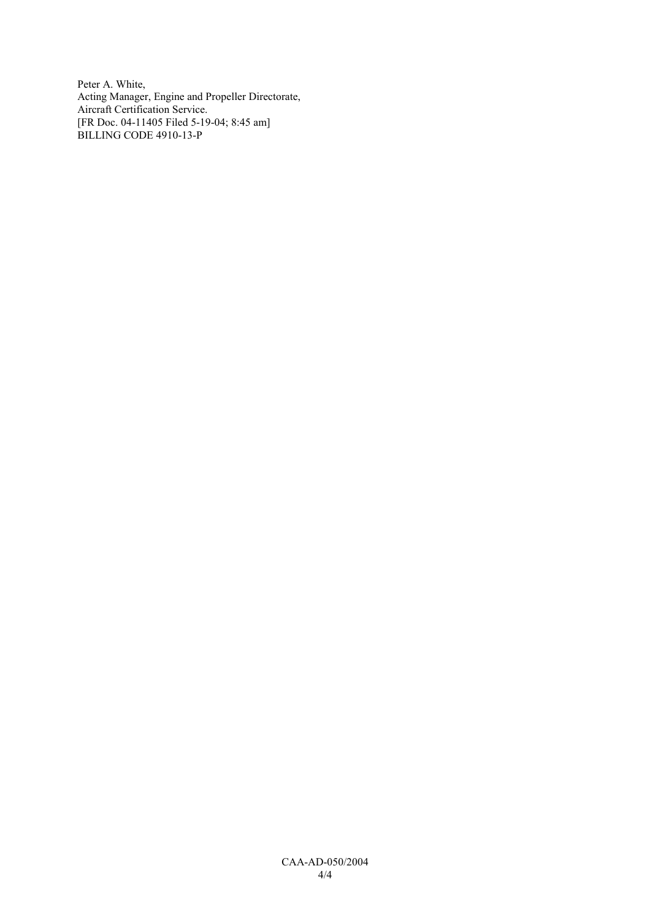Peter A. White,
Acting Manager, Engine and Propeller Directorate,
Aircraft Certification Service.
[FR Doc. 04-11405 Filed 5-19-04; 8:45 am]
BILLING CODE 4910-13-P